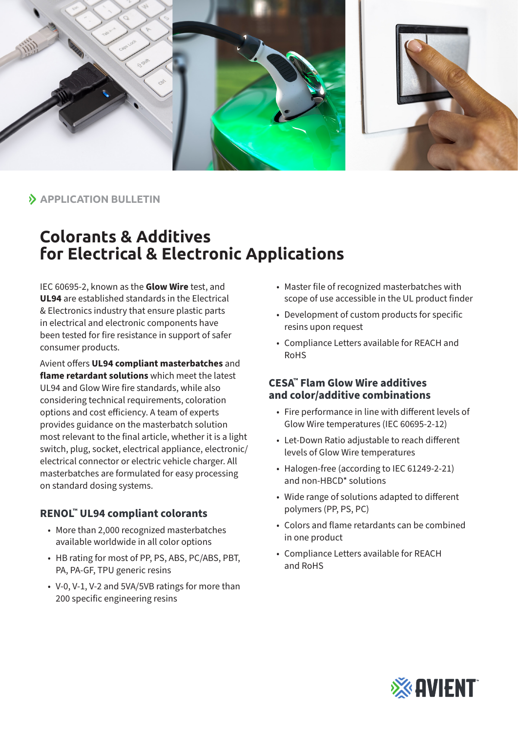APPLICATION BULLETIN

# Colorants & Additives for Electrical & Electronic Applications

IEC 60695-2, known as the **Glow Wire** test, and **UL94** are established standards in the Electrical & Electronics industry that ensure plastic parts in electrical and electronic components have been tested for fire resistance in support of safer consumer products.

Avient offers **UL94 compliant masterbatches** and **flame retardant solutions** which meet the latest UL94 and Glow Wire fire standards, while also considering technical requirements, coloration options and cost efficiency. A team of experts provides guidance on the masterbatch solution most relevant to the final article, whether it is a light switch, plug, socket, electrical appliance, electronic/electrical connector or electric vehicle charger. All masterbatches are formulated for easy processing on standard dosing systems.

## RENOL™ UL94 compliant colorants

- More than 2,000 recognized masterbatches available worldwide in all color options
- HB rating for most of PP, PS, ABS, PC/ABS, PBT, PA, PA-GF, TPU generic resins
- V-0, V-1, V-2 and 5VA/5VB ratings for more than 200 specific engineering resins
- Master file of recognized masterbatches with scope of use accessible in the UL product finder
- Development of custom products for specific resins upon request
- Compliance Letters available for REACH and RoHS

## CESA™ Flam Glow Wire additives and color/additive combinations

- Fire performance in line with different levels of Glow Wire temperatures (IEC 60695-2-12)
- Let-Down Ratio adjustable to reach different levels of Glow Wire temperatures
- Halogen-free (according to IEC 61249-2-21) and non-HBCD* solutions
- Wide range of solutions adapted to different polymers (PP, PS, PC)
- Colors and flame retardants can be combined in one product
- Compliance Letters available for REACH and RoHS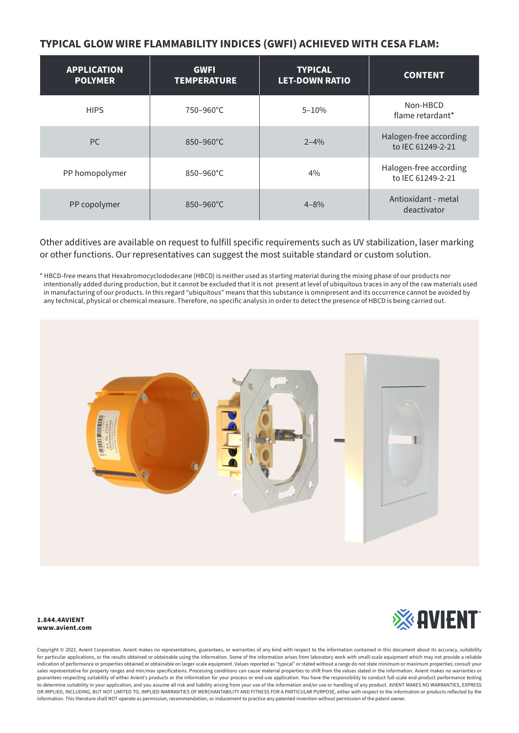## TYPICAL GLOW WIRE FLAMMABILITY INDICES (GWFI) ACHIEVED WITH CESA FLAM:

| APPLICATION POLYMER | GWFI TEMPERATURE | TYPICAL LET-DOWN RATIO | CONTENT |
|---|---|---|---|
| HIPS | 750–960°C | 5–10% | Non-HBCD flame retardant* |
| PC | 850–960°C | 2–4% | Halogen-free according to IEC 61249-2-21 |
| PP homopolymer | 850–960°C | 4% | Halogen-free according to IEC 61249-2-21 |
| PP copolymer | 850–960°C | 4–8% | Antioxidant - metal deactivator |

Other additives are available on request to fulfill specific requirements such as UV stabilization, laser marking or other functions. Our representatives can suggest the most suitable standard or custom solution.

* HBCD-free means that Hexabromocyclododecane (HBCD) is neither used as starting material during the mixing phase of our products nor intentionally added during production, but it cannot be excluded that it is not present at level of ubiquitous traces in any of the raw materials used in manufacturing of our products. In this regard "ubiquitous" means that this substance is omnipresent and its occurrence cannot be avoided by any technical, physical or chemical measure. Therefore, no specific analysis in order to detect the presence of HBCD is being carried out.

**1.844.4AVIENT**
**www.avient.com**

Copyright © 2022, Avient Corporation. Avient makes no representations, guarantees, or warranties of any kind with respect to the information contained in this document about its accuracy, suitability for particular applications, or the results obtained or obtainable using the information. Some of the information arises from laboratory work with small-scale equipment which may not provide a reliable indication of performance or properties obtained or obtainable on larger-scale equipment. Values reported as "typical" or stated without a range do not state minimum or maximum properties; consult your sales representative for property ranges and min/max specifications. Processing conditions can cause material properties to shift from the values stated in the information. Avient makes no warranties or guarantees respecting suitability of either Avient's products or the information for your process or end-use application. You have the responsibility to conduct full-scale end-product performance testing to determine suitability in your application, and you assume all risk and liability arising from your use of the information and/or use or handling of any product. AVIENT MAKES NO WARRANTIES, EXPRESS OR IMPLIED, INCLUDING, BUT NOT LIMITED TO, IMPLIED WARRANTIES OF MERCHANTABILITY AND FITNESS FOR A PARTICULAR PURPOSE, either with respect to the information or products reflected by the information. This literature shall NOT operate as permission, recommendation, or inducement to practice any patented invention without permission of the patent owner.